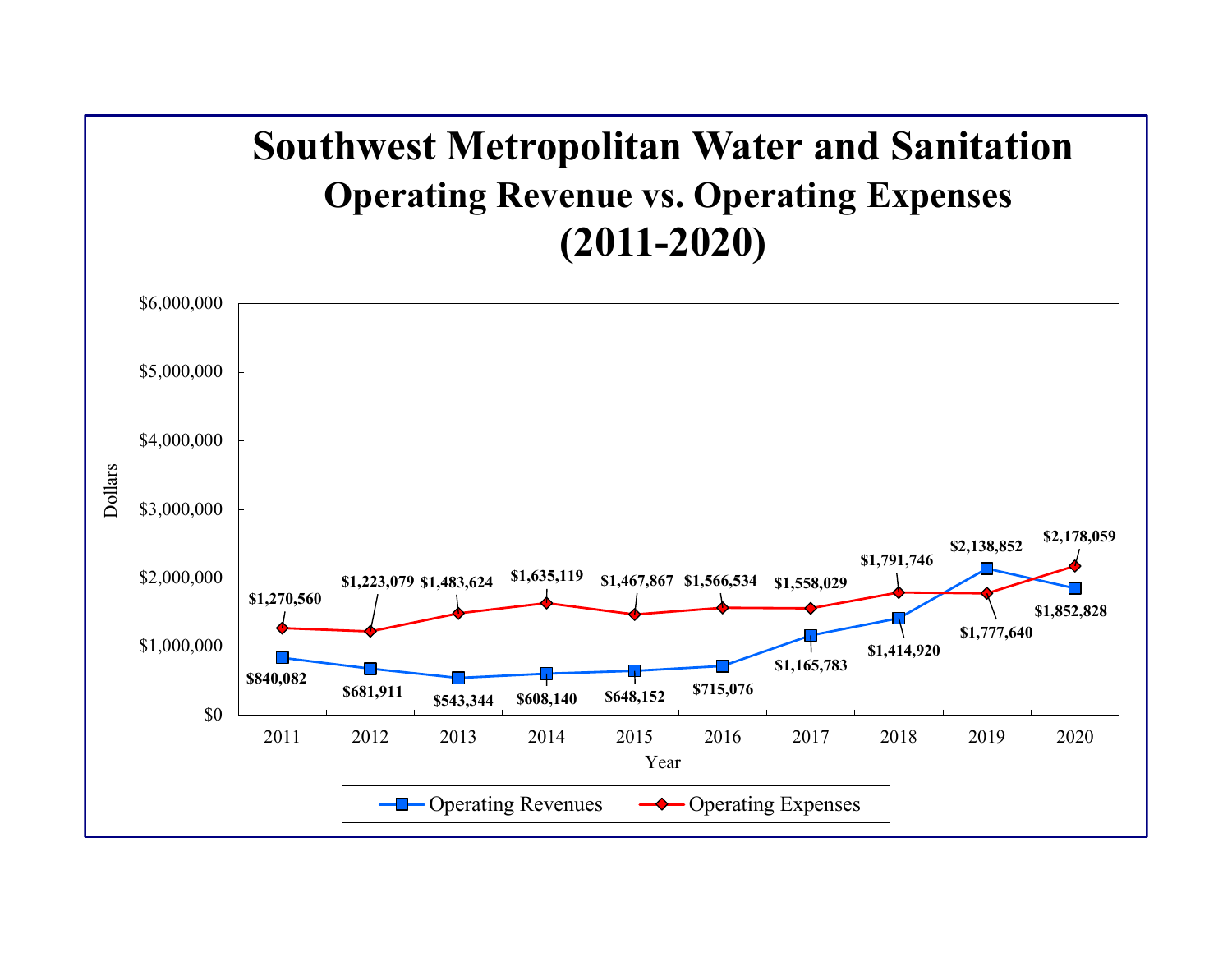# Southwest Metropolitan Water and Sanitation

## Operating Revenue vs. Operating Expenses

## (2011-2020)

| Year | Operating Revenues | Operating Expenses |
|---|---|---|
| 2011 | $840,082 | $1,270,560 |
| 2012 | $681,911 | $1,223,079 |
| 2013 | $543,344 | $1,483,624 |
| 2014 | $608,140 | $1,635,119 |
| 2015 | $648,152 | $1,467,867 |
| 2016 | $715,076 | $1,566,534 |
| 2017 | $1,165,783 | $1,558,029 |
| 2018 | $1,414,920 | $1,791,746 |
| 2019 | $2,138,852 | $1,777,640 |
| 2020 | $1,852,828 | $2,178,059 |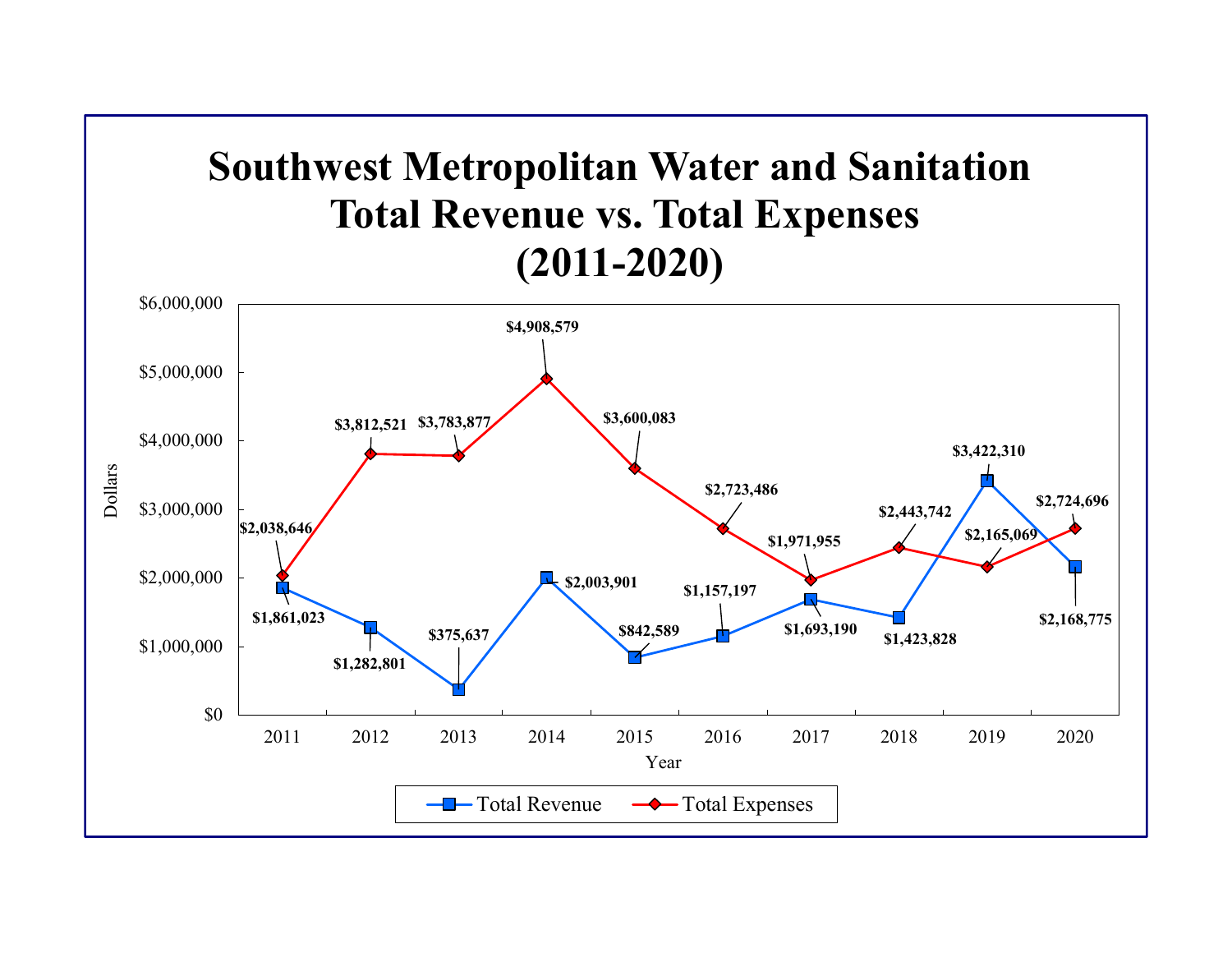# Southwest Metropolitan Water and Sanitation Total Revenue vs. Total Expenses (2011-2020)

| Year | Total Revenue | Total Expenses |
|---|---|---|
| 2011 | $1,861,023 | $2,038,646 |
| 2012 | $1,282,801 | $3,812,521 |
| 2013 | $375,637 | $3,783,877 |
| 2014 | $2,003,901 | $4,908,579 |
| 2015 | $842,589 | $3,600,083 |
| 2016 | $1,157,197 | $2,723,486 |
| 2017 | $1,693,190 | $1,971,955 |
| 2018 | $1,423,828 | $2,443,742 |
| 2019 | $3,422,310 | $2,165,069 |
| 2020 | $2,168,775 | $2,724,696 |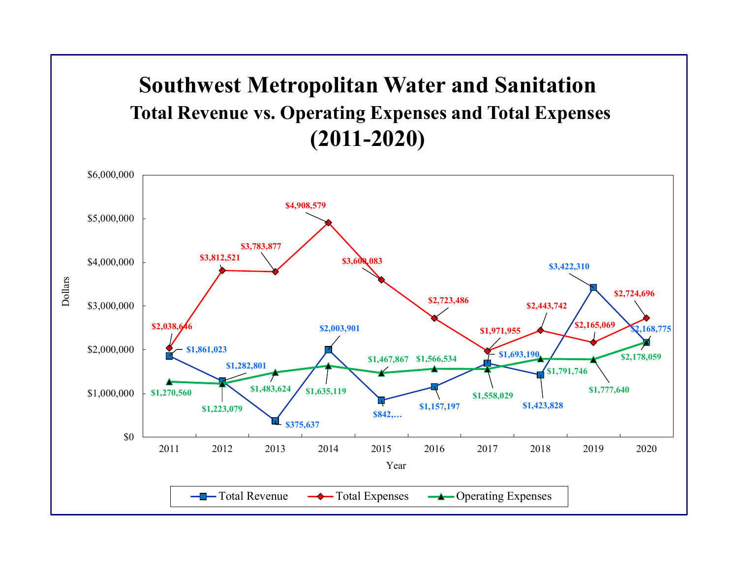# Southwest Metropolitan Water and Sanitation

## Total Revenue vs. Operating Expenses and Total Expenses

## (2011-2020)

| Year | Total Revenue | Total Expenses | Operating Expenses |
|---|---|---|---|
| 2011 | $1,861,023 | $2,038,646 | $1,270,560 |
| 2012 | $1,282,801 | $3,812,521 | $1,223,079 |
| 2013 | $375,637 | $3,783,877 | $1,483,624 |
| 2014 | $2,003,901 | $4,908,579 | $1,635,119 |
| 2015 | $842,… | $3,600,083 | $1,467,867 |
| 2016 | $1,157,197 | $2,723,486 | $1,566,534 |
| 2017 | $1,693,190 | $1,971,955 | $1,558,029 |
| 2018 | $1,423,828 | $2,443,742 | $1,791,746 |
| 2019 | $3,422,310 | $2,165,069 | $1,777,640 |
| 2020 | $2,168,775 | $2,724,696 | $2,178,059 |

Y-axis: Dollars ($0 – $6,000,000); X-axis: Year

Legend: Total Revenue, Total Expenses, Operating Expenses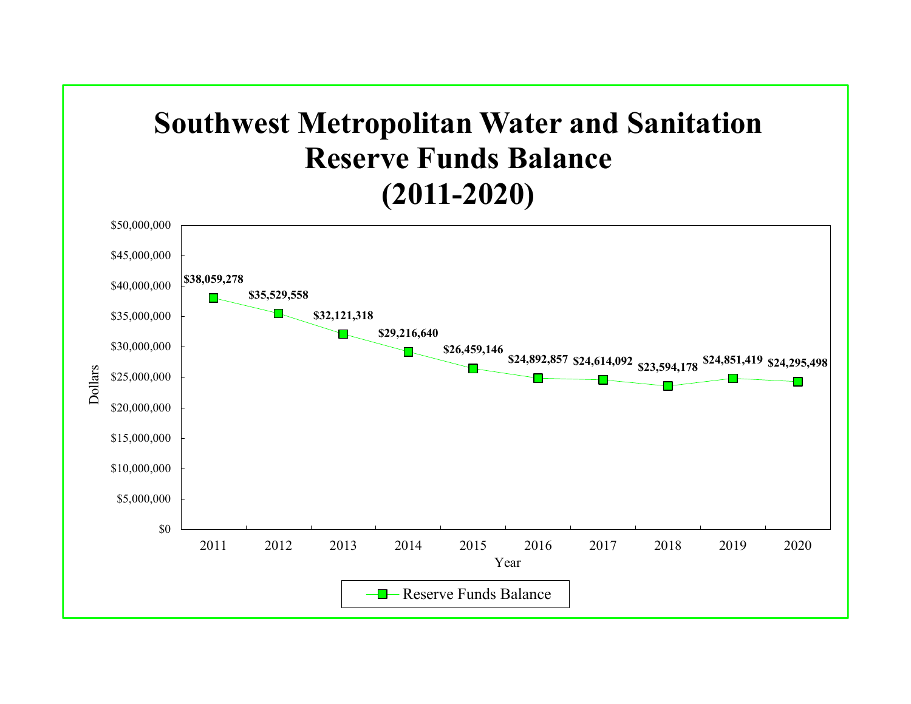# Southwest Metropolitan Water and Sanitation Reserve Funds Balance (2011-2020)

$50,000,000
$45,000,000
$40,000,000
$35,000,000
$30,000,000
$25,000,000
$20,000,000
$15,000,000
$10,000,000
$5,000,000
$0

Dollars

$38,059,278
$35,529,558
$32,121,318
$29,216,640
$26,459,146
$24,892,857
$24,614,092
$23,594,178
$24,851,419
$24,295,498

2011
2012
2013
2014
2015
2016
2017
2018
2019
2020

Year

Reserve Funds Balance